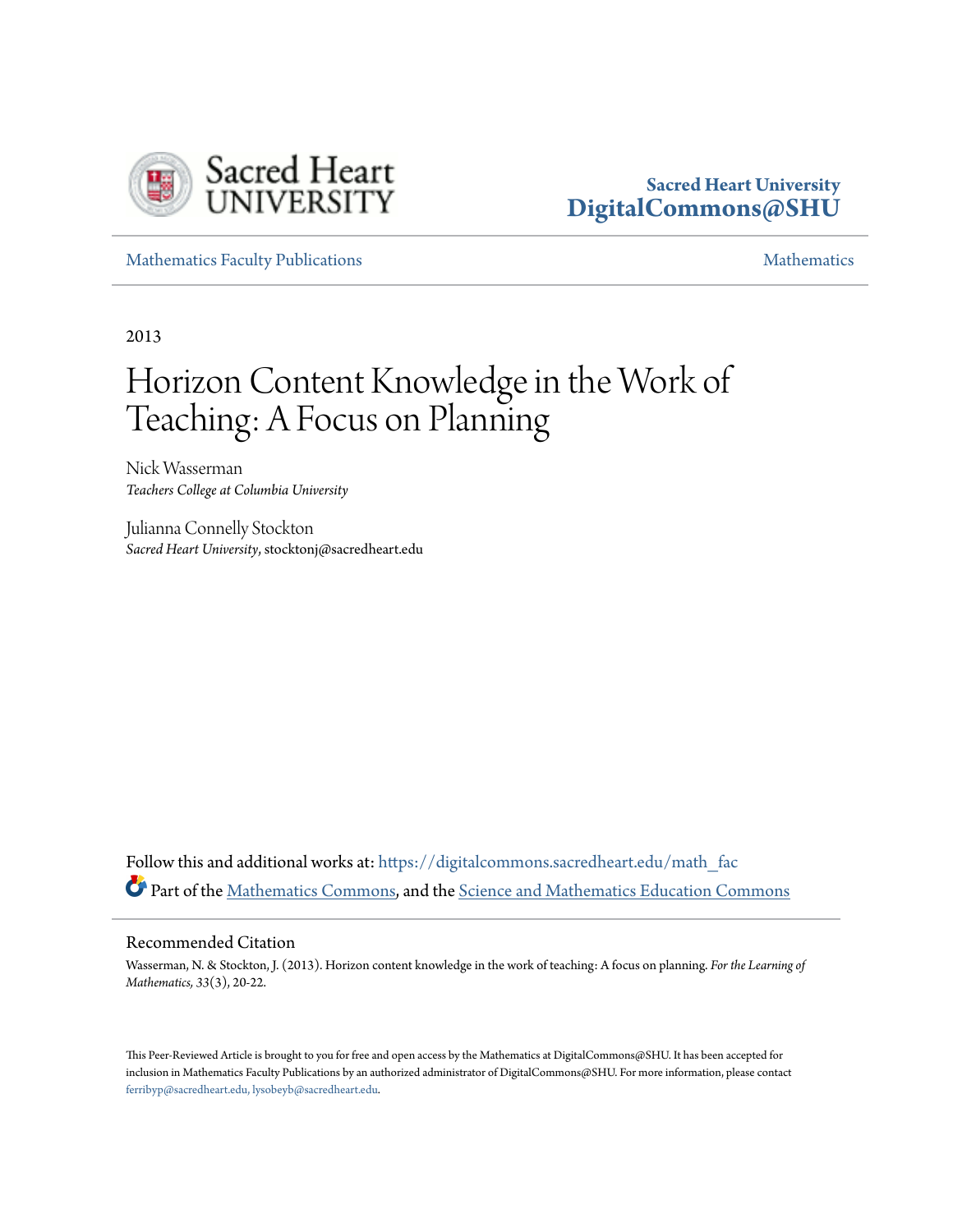Sacred Heart University
DigitalCommons@SHU

Mathematics Faculty Publications | Mathematics

2013

# Horizon Content Knowledge in the Work of Teaching: A Focus on Planning

Nick Wasserman
*Teachers College at Columbia University*

Julianna Connelly Stockton
*Sacred Heart University*, stocktonj@sacredheart.edu

Follow this and additional works at: https://digitalcommons.sacredheart.edu/math_fac

Part of the Mathematics Commons, and the Science and Mathematics Education Commons

## Recommended Citation

Wasserman, N. & Stockton, J. (2013). Horizon content knowledge in the work of teaching: A focus on planning. *For the Learning of Mathematics, 33*(3), 20-22.

This Peer-Reviewed Article is brought to you for free and open access by the Mathematics at DigitalCommons@SHU. It has been accepted for inclusion in Mathematics Faculty Publications by an authorized administrator of DigitalCommons@SHU. For more information, please contact ferribyp@sacredheart.edu, lysobeyb@sacredheart.edu.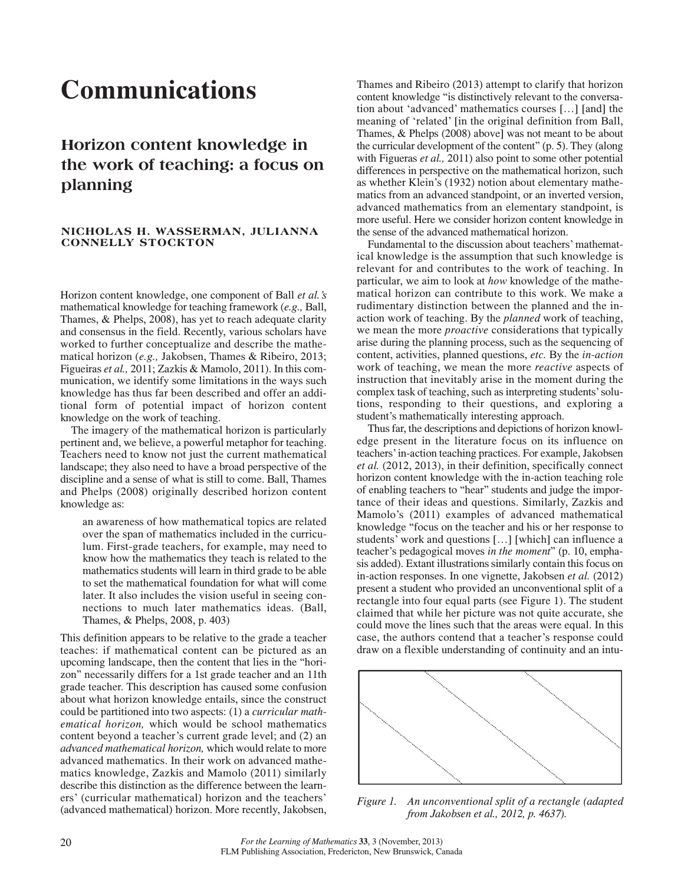# Communications

## Horizon content knowledge in the work of teaching: a focus on planning

**NICHOLAS H. WASSERMAN, JULIANNA CONNELLY STOCKTON**

Horizon content knowledge, one component of Ball *et al.'s* mathematical knowledge for teaching framework (*e.g.,* Ball, Thames, & Phelps, 2008), has yet to reach adequate clarity and consensus in the field. Recently, various scholars have worked to further conceptualize and describe the mathematical horizon (*e.g.,* Jakobsen, Thames & Ribeiro, 2013; Figueiras *et al.,* 2011; Zazkis & Mamolo, 2011). In this communication, we identify some limitations in the ways such knowledge has thus far been described and offer an additional form of potential impact of horizon content knowledge on the work of teaching.

The imagery of the mathematical horizon is particularly pertinent and, we believe, a powerful metaphor for teaching. Teachers need to know not just the current mathematical landscape; they also need to have a broad perspective of the discipline and a sense of what is still to come. Ball, Thames and Phelps (2008) originally described horizon content knowledge as:

> an awareness of how mathematical topics are related over the span of mathematics included in the curriculum. First-grade teachers, for example, may need to know how the mathematics they teach is related to the mathematics students will learn in third grade to be able to set the mathematical foundation for what will come later. It also includes the vision useful in seeing connections to much later mathematics ideas. (Ball, Thames, & Phelps, 2008, p. 403)

This definition appears to be relative to the grade a teacher teaches: if mathematical content can be pictured as an upcoming landscape, then the content that lies in the "horizon" necessarily differs for a 1st grade teacher and an 11th grade teacher. This description has caused some confusion about what horizon knowledge entails, since the construct could be partitioned into two aspects: (1) a *curricular mathematical horizon,* which would be school mathematics content beyond a teacher's current grade level; and (2) an *advanced mathematical horizon,* which would relate to more advanced mathematics. In their work on advanced mathematics knowledge, Zazkis and Mamolo (2011) similarly describe this distinction as the difference between the learners' (curricular mathematical) horizon and the teachers' (advanced mathematical) horizon. More recently, Jakobsen, Thames and Ribeiro (2013) attempt to clarify that horizon content knowledge "is distinctively relevant to the conversation about 'advanced' mathematics courses […] [and] the meaning of 'related' [in the original definition from Ball, Thames, & Phelps (2008) above] was not meant to be about the curricular development of the content" (p. 5). They (along with Figueras *et al.,* 2011) also point to some other potential differences in perspective on the mathematical horizon, such as whether Klein's (1932) notion about elementary mathematics from an advanced standpoint, or an inverted version, advanced mathematics from an elementary standpoint, is more useful. Here we consider horizon content knowledge in the sense of the advanced mathematical horizon.

Fundamental to the discussion about teachers' mathematical knowledge is the assumption that such knowledge is relevant for and contributes to the work of teaching. In particular, we aim to look at *how* knowledge of the mathematical horizon can contribute to this work. We make a rudimentary distinction between the planned and the in-action work of teaching. By the *planned* work of teaching, we mean the more *proactive* considerations that typically arise during the planning process, such as the sequencing of content, activities, planned questions, *etc.* By the *in-action* work of teaching, we mean the more *reactive* aspects of instruction that inevitably arise in the moment during the complex task of teaching, such as interpreting students' solutions, responding to their questions, and exploring a student's mathematically interesting approach.

Thus far, the descriptions and depictions of horizon knowledge present in the literature focus on its influence on teachers' in-action teaching practices. For example, Jakobsen *et al.* (2012, 2013), in their definition, specifically connect horizon content knowledge with the in-action teaching role of enabling teachers to "hear" students and judge the importance of their ideas and questions. Similarly, Zazkis and Mamolo's (2011) examples of advanced mathematical knowledge "focus on the teacher and his or her response to students' work and questions […] [which] can influence a teacher's pedagogical moves *in the moment*" (p. 10, emphasis added). Extant illustrations similarly contain this focus on in-action responses. In one vignette, Jakobsen *et al.* (2012) present a student who provided an unconventional split of a rectangle into four equal parts (see Figure 1). The student claimed that while her picture was not quite accurate, she could move the lines such that the areas were equal. In this case, the authors contend that a teacher's response could draw on a flexible understanding of continuity and an intu-

*Figure 1. An unconventional split of a rectangle (adapted from Jakobsen et al., 2012, p. 4637).*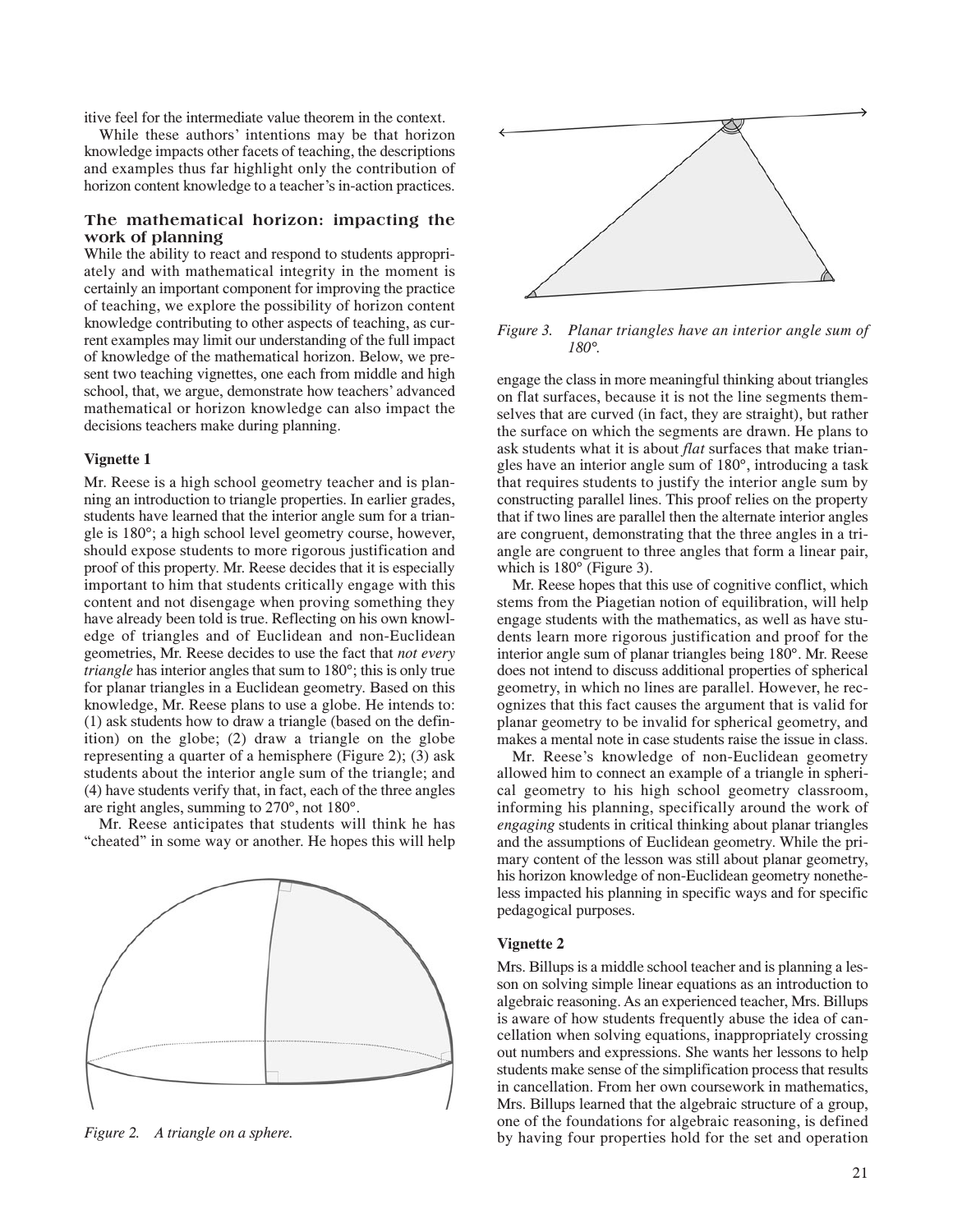itive feel for the intermediate value theorem in the context.

While these authors' intentions may be that horizon knowledge impacts other facets of teaching, the descriptions and examples thus far highlight only the contribution of horizon content knowledge to a teacher's in-action practices.

## The mathematical horizon: impacting the work of planning

While the ability to react and respond to students appropriately and with mathematical integrity in the moment is certainly an important component for improving the practice of teaching, we explore the possibility of horizon content knowledge contributing to other aspects of teaching, as current examples may limit our understanding of the full impact of knowledge of the mathematical horizon. Below, we present two teaching vignettes, one each from middle and high school, that, we argue, demonstrate how teachers' advanced mathematical or horizon knowledge can also impact the decisions teachers make during planning.

### Vignette 1

Mr. Reese is a high school geometry teacher and is planning an introduction to triangle properties. In earlier grades, students have learned that the interior angle sum for a triangle is 180°; a high school level geometry course, however, should expose students to more rigorous justification and proof of this property. Mr. Reese decides that it is especially important to him that students critically engage with this content and not disengage when proving something they have already been told is true. Reflecting on his own knowledge of triangles and of Euclidean and non-Euclidean geometries, Mr. Reese decides to use the fact that *not every triangle* has interior angles that sum to 180°; this is only true for planar triangles in a Euclidean geometry. Based on this knowledge, Mr. Reese plans to use a globe. He intends to: (1) ask students how to draw a triangle (based on the definition) on the globe; (2) draw a triangle on the globe representing a quarter of a hemisphere (Figure 2); (3) ask students about the interior angle sum of the triangle; and (4) have students verify that, in fact, each of the three angles are right angles, summing to 270°, not 180°.

Mr. Reese anticipates that students will think he has "cheated" in some way or another. He hopes this will help

*Figure 2. A triangle on a sphere.*

*Figure 3. Planar triangles have an interior angle sum of 180°.*

engage the class in more meaningful thinking about triangles on flat surfaces, because it is not the line segments themselves that are curved (in fact, they are straight), but rather the surface on which the segments are drawn. He plans to ask students what it is about *flat* surfaces that make triangles have an interior angle sum of 180°, introducing a task that requires students to justify the interior angle sum by constructing parallel lines. This proof relies on the property that if two lines are parallel then the alternate interior angles are congruent, demonstrating that the three angles in a triangle are congruent to three angles that form a linear pair, which is 180° (Figure 3).

Mr. Reese hopes that this use of cognitive conflict, which stems from the Piagetian notion of equilibration, will help engage students with the mathematics, as well as have students learn more rigorous justification and proof for the interior angle sum of planar triangles being 180°. Mr. Reese does not intend to discuss additional properties of spherical geometry, in which no lines are parallel. However, he recognizes that this fact causes the argument that is valid for planar geometry to be invalid for spherical geometry, and makes a mental note in case students raise the issue in class.

Mr. Reese's knowledge of non-Euclidean geometry allowed him to connect an example of a triangle in spherical geometry to his high school geometry classroom, informing his planning, specifically around the work of *engaging* students in critical thinking about planar triangles and the assumptions of Euclidean geometry. While the primary content of the lesson was still about planar geometry, his horizon knowledge of non-Euclidean geometry nonetheless impacted his planning in specific ways and for specific pedagogical purposes.

### Vignette 2

Mrs. Billups is a middle school teacher and is planning a lesson on solving simple linear equations as an introduction to algebraic reasoning. As an experienced teacher, Mrs. Billups is aware of how students frequently abuse the idea of cancellation when solving equations, inappropriately crossing out numbers and expressions. She wants her lessons to help students make sense of the simplification process that results in cancellation. From her own coursework in mathematics, Mrs. Billups learned that the algebraic structure of a group, one of the foundations for algebraic reasoning, is defined by having four properties hold for the set and operation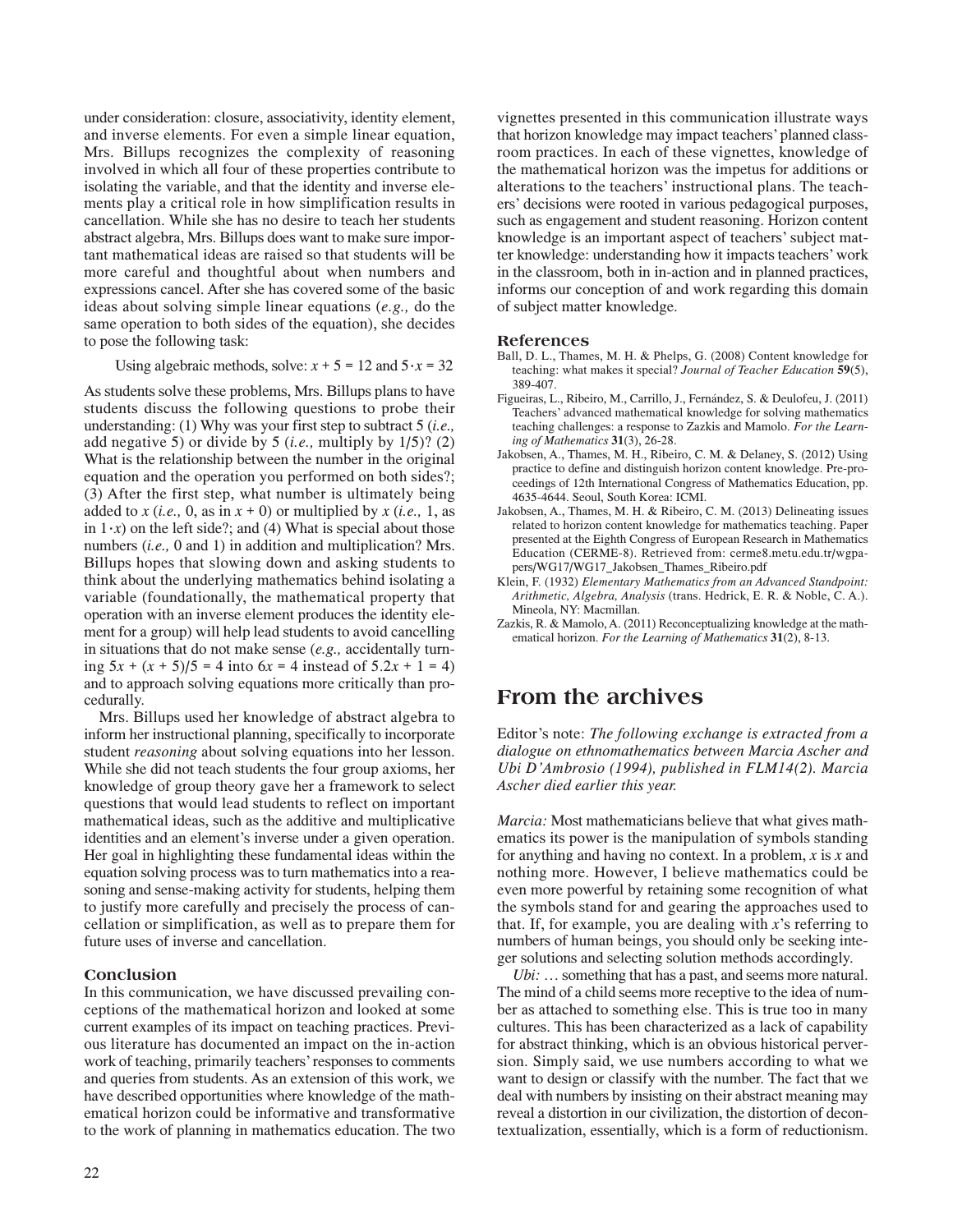under consideration: closure, associativity, identity element, and inverse elements. For even a simple linear equation, Mrs. Billups recognizes the complexity of reasoning involved in which all four of these properties contribute to isolating the variable, and that the identity and inverse elements play a critical role in how simplification results in cancellation. While she has no desire to teach her students abstract algebra, Mrs. Billups does want to make sure important mathematical ideas are raised so that students will be more careful and thoughtful about when numbers and expressions cancel. After she has covered some of the basic ideas about solving simple linear equations (*e.g.,* do the same operation to both sides of the equation), she decides to pose the following task:

> Using algebraic methods, solve: $x + 5 = 12$ and $5 \cdot x = 32$

As students solve these problems, Mrs. Billups plans to have students discuss the following questions to probe their understanding: (1) Why was your first step to subtract 5 (*i.e.,* add negative 5) or divide by 5 (*i.e.,* multiply by 1/5)? (2) What is the relationship between the number in the original equation and the operation you performed on both sides?; (3) After the first step, what number is ultimately being added to $x$ (*i.e.,* 0, as in $x + 0$) or multiplied by $x$ (*i.e.,* 1, as in $1 \cdot x$) on the left side?; and (4) What is special about those numbers (*i.e.,* 0 and 1) in addition and multiplication? Mrs. Billups hopes that slowing down and asking students to think about the underlying mathematics behind isolating a variable (foundationally, the mathematical property that operation with an inverse element produces the identity element for a group) will help lead students to avoid cancelling in situations that do not make sense (*e.g.,* accidentally turning $5x + (x + 5)/5 = 4$ into $6x = 4$ instead of $5.2x + 1 = 4$) and to approach solving equations more critically than procedurally.

Mrs. Billups used her knowledge of abstract algebra to inform her instructional planning, specifically to incorporate student *reasoning* about solving equations into her lesson. While she did not teach students the four group axioms, her knowledge of group theory gave her a framework to select questions that would lead students to reflect on important mathematical ideas, such as the additive and multiplicative identities and an element's inverse under a given operation. Her goal in highlighting these fundamental ideas within the equation solving process was to turn mathematics into a reasoning and sense-making activity for students, helping them to justify more carefully and precisely the process of cancellation or simplification, as well as to prepare them for future uses of inverse and cancellation.

## Conclusion

In this communication, we have discussed prevailing conceptions of the mathematical horizon and looked at some current examples of its impact on teaching practices. Previous literature has documented an impact on the in-action work of teaching, primarily teachers' responses to comments and queries from students. As an extension of this work, we have described opportunities where knowledge of the mathematical horizon could be informative and transformative to the work of planning in mathematics education. The two vignettes presented in this communication illustrate ways that horizon knowledge may impact teachers' planned classroom practices. In each of these vignettes, knowledge of the mathematical horizon was the impetus for additions or alterations to the teachers' instructional plans. The teachers' decisions were rooted in various pedagogical purposes, such as engagement and student reasoning. Horizon content knowledge is an important aspect of teachers' subject matter knowledge: understanding how it impacts teachers' work in the classroom, both in in-action and in planned practices, informs our conception of and work regarding this domain of subject matter knowledge.

## References

Ball, D. L., Thames, M. H. & Phelps, G. (2008) Content knowledge for teaching: what makes it special? *Journal of Teacher Education* **59**(5), 389-407.

Figueiras, L., Ribeiro, M., Carrillo, J., Fernández, S. & Deulofeu, J. (2011) Teachers' advanced mathematical knowledge for solving mathematics teaching challenges: a response to Zazkis and Mamolo. *For the Learning of Mathematics* **31**(3), 26-28.

Jakobsen, A., Thames, M. H., Ribeiro, C. M. & Delaney, S. (2012) Using practice to define and distinguish horizon content knowledge. Pre-proceedings of 12th International Congress of Mathematics Education, pp. 4635-4644. Seoul, South Korea: ICMI.

Jakobsen, A., Thames, M. H. & Ribeiro, C. M. (2013) Delineating issues related to horizon content knowledge for mathematics teaching. Paper presented at the Eighth Congress of European Research in Mathematics Education (CERME-8). Retrieved from: cerme8.metu.edu.tr/wgpapers/WG17/WG17_Jakobsen_Thames_Ribeiro.pdf

Klein, F. (1932) *Elementary Mathematics from an Advanced Standpoint: Arithmetic, Algebra, Analysis* (trans. Hedrick, E. R. & Noble, C. A.). Mineola, NY: Macmillan.

Zazkis, R. & Mamolo, A. (2011) Reconceptualizing knowledge at the mathematical horizon. *For the Learning of Mathematics* **31**(2), 8-13.

# From the archives

Editor's note: *The following exchange is extracted from a dialogue on ethnomathematics between Marcia Ascher and Ubi D'Ambrosio (1994), published in FLM14(2). Marcia Ascher died earlier this year.*

*Marcia:* Most mathematicians believe that what gives mathematics its power is the manipulation of symbols standing for anything and having no context. In a problem, $x$ is $x$ and nothing more. However, I believe mathematics could be even more powerful by retaining some recognition of what the symbols stand for and gearing the approaches used to that. If, for example, you are dealing with $x$'s referring to numbers of human beings, you should only be seeking integer solutions and selecting solution methods accordingly.

*Ubi:* … something that has a past, and seems more natural. The mind of a child seems more receptive to the idea of number as attached to something else. This is true too in many cultures. This has been characterized as a lack of capability for abstract thinking, which is an obvious historical perversion. Simply said, we use numbers according to what we want to design or classify with the number. The fact that we deal with numbers by insisting on their abstract meaning may reveal a distortion in our civilization, the distortion of decontextualization, essentially, which is a form of reductionism.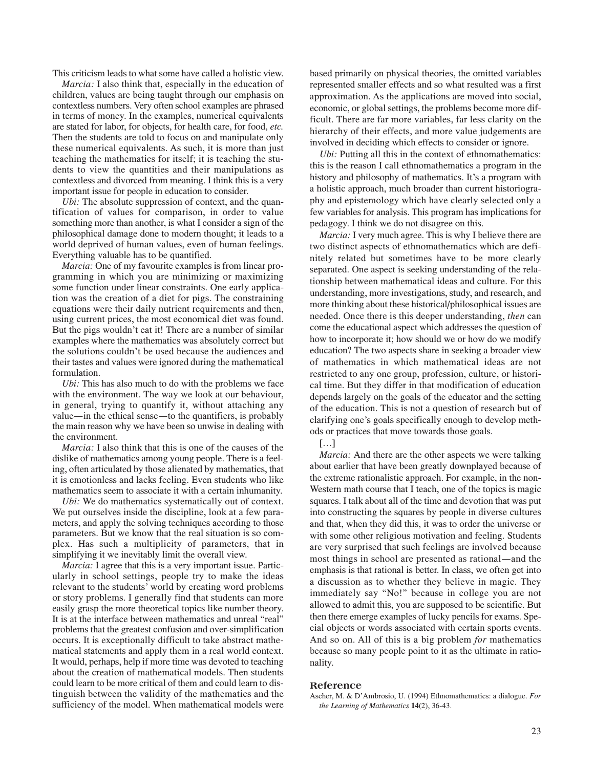This criticism leads to what some have called a holistic view.

*Marcia:* I also think that, especially in the education of children, values are being taught through our emphasis on contextless numbers. Very often school examples are phrased in terms of money. In the examples, numerical equivalents are stated for labor, for objects, for health care, for food, *etc.* Then the students are told to focus on and manipulate only these numerical equivalents. As such, it is more than just teaching the mathematics for itself; it is teaching the students to view the quantities and their manipulations as contextless and divorced from meaning. I think this is a very important issue for people in education to consider.

*Ubi:* The absolute suppression of context, and the quantification of values for comparison, in order to value something more than another, is what I consider a sign of the philosophical damage done to modern thought; it leads to a world deprived of human values, even of human feelings. Everything valuable has to be quantified.

*Marcia:* One of my favourite examples is from linear programming in which you are minimizing or maximizing some function under linear constraints. One early application was the creation of a diet for pigs. The constraining equations were their daily nutrient requirements and then, using current prices, the most economical diet was found. But the pigs wouldn't eat it! There are a number of similar examples where the mathematics was absolutely correct but the solutions couldn't be used because the audiences and their tastes and values were ignored during the mathematical formulation.

*Ubi:* This has also much to do with the problems we face with the environment. The way we look at our behaviour, in general, trying to quantify it, without attaching any value—in the ethical sense—to the quantifiers, is probably the main reason why we have been so unwise in dealing with the environment.

*Marcia:* I also think that this is one of the causes of the dislike of mathematics among young people. There is a feeling, often articulated by those alienated by mathematics, that it is emotionless and lacks feeling. Even students who like mathematics seem to associate it with a certain inhumanity.

*Ubi:* We do mathematics systematically out of context. We put ourselves inside the discipline, look at a few parameters, and apply the solving techniques according to those parameters. But we know that the real situation is so complex. Has such a multiplicity of parameters, that in simplifying it we inevitably limit the overall view.

*Marcia:* I agree that this is a very important issue. Particularly in school settings, people try to make the ideas relevant to the students' world by creating word problems or story problems. I generally find that students can more easily grasp the more theoretical topics like number theory. It is at the interface between mathematics and unreal "real" problems that the greatest confusion and over-simplification occurs. It is exceptionally difficult to take abstract mathematical statements and apply them in a real world context. It would, perhaps, help if more time was devoted to teaching about the creation of mathematical models. Then students could learn to be more critical of them and could learn to distinguish between the validity of the mathematics and the sufficiency of the model. When mathematical models were based primarily on physical theories, the omitted variables represented smaller effects and so what resulted was a first approximation. As the applications are moved into social, economic, or global settings, the problems become more difficult. There are far more variables, far less clarity on the hierarchy of their effects, and more value judgements are involved in deciding which effects to consider or ignore.

*Ubi:* Putting all this in the context of ethnomathematics: this is the reason I call ethnomathematics a program in the history and philosophy of mathematics. It's a program with a holistic approach, much broader than current historiography and epistemology which have clearly selected only a few variables for analysis. This program has implications for pedagogy. I think we do not disagree on this.

*Marcia:* I very much agree. This is why I believe there are two distinct aspects of ethnomathematics which are definitely related but sometimes have to be more clearly separated. One aspect is seeking understanding of the relationship between mathematical ideas and culture. For this understanding, more investigations, study, and research, and more thinking about these historical/philosophical issues are needed. Once there is this deeper understanding, *then* can come the educational aspect which addresses the question of how to incorporate it; how should we or how do we modify education? The two aspects share in seeking a broader view of mathematics in which mathematical ideas are not restricted to any one group, profession, culture, or historical time. But they differ in that modification of education depends largely on the goals of the educator and the setting of the education. This is not a question of research but of clarifying one's goals specifically enough to develop methods or practices that move towards those goals.

[…]

*Marcia:* And there are the other aspects we were talking about earlier that have been greatly downplayed because of the extreme rationalistic approach. For example, in the non-Western math course that I teach, one of the topics is magic squares. I talk about all of the time and devotion that was put into constructing the squares by people in diverse cultures and that, when they did this, it was to order the universe or with some other religious motivation and feeling. Students are very surprised that such feelings are involved because most things in school are presented as rational—and the emphasis is that rational is better. In class, we often get into a discussion as to whether they believe in magic. They immediately say "No!" because in college you are not allowed to admit this, you are supposed to be scientific. But then there emerge examples of lucky pencils for exams. Special objects or words associated with certain sports events. And so on. All of this is a big problem *for* mathematics because so many people point to it as the ultimate in rationality.

## Reference

Ascher, M. & D'Ambrosio, U. (1994) Ethnomathematics: a dialogue. *For the Learning of Mathematics* **14**(2), 36-43.